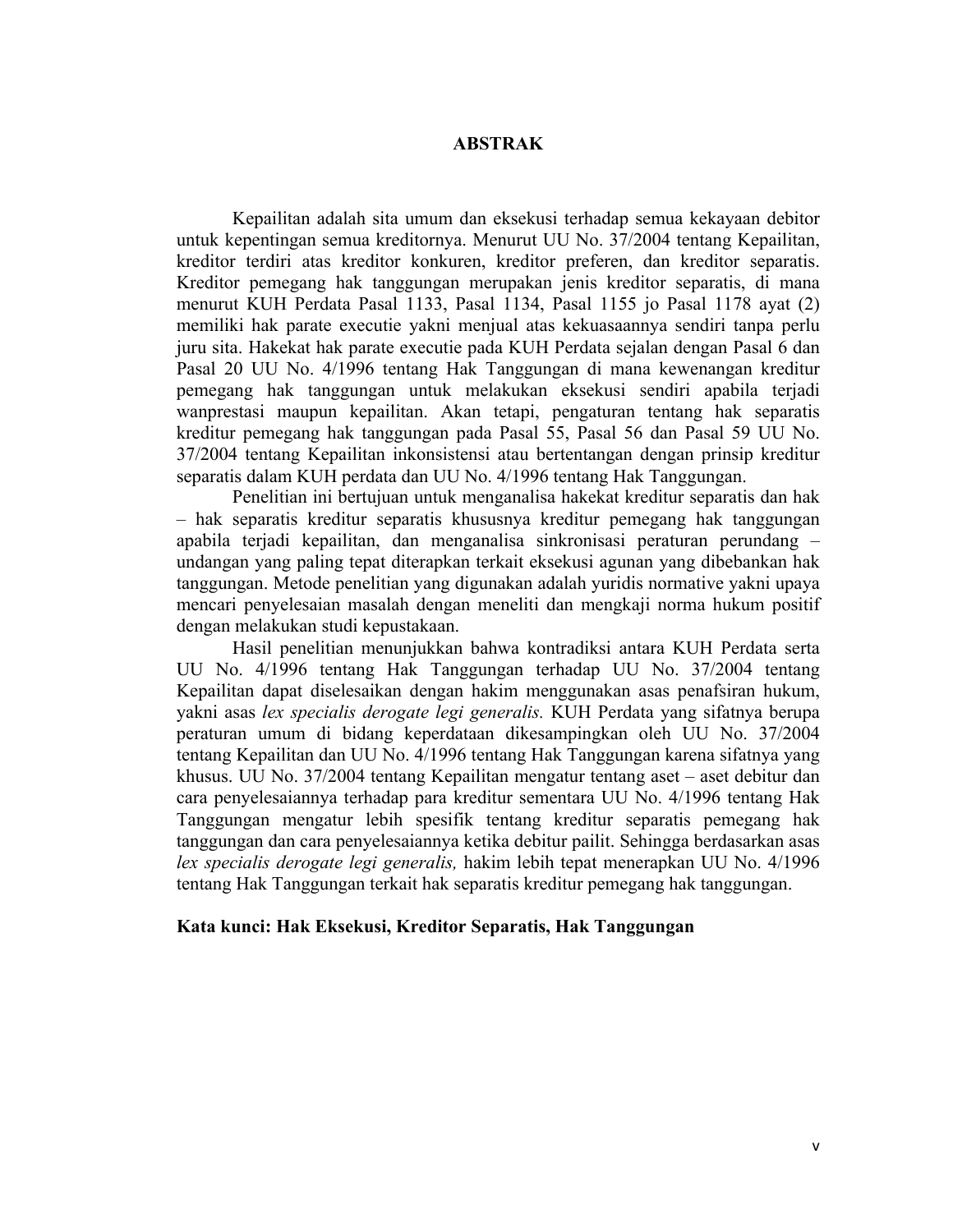# ABSTRAK

Kepailitan adalah sita umum dan eksekusi terhadap semua kekayaan debitor untuk kepentingan semua kreditornya. Menurut UU No. 37/2004 tentang Kepailitan, kreditor terdiri atas kreditor konkuren, kreditor preferen, dan kreditor separatis. Kreditor pemegang hak tanggungan merupakan jenis kreditor separatis, di mana menurut KUH Perdata Pasal 1133, Pasal 1134, Pasal 1155 jo Pasal 1178 ayat (2) memiliki hak parate executie yakni menjual atas kekuasaannya sendiri tanpa perlu juru sita. Hakekat hak parate executie pada KUH Perdata sejalan dengan Pasal 6 dan Pasal 20 UU No. 4/1996 tentang Hak Tanggungan di mana kewenangan kreditur pemegang hak tanggungan untuk melakukan eksekusi sendiri apabila terjadi wanprestasi maupun kepailitan. Akan tetapi, pengaturan tentang hak separatis kreditur pemegang hak tanggungan pada Pasal 55, Pasal 56 dan Pasal 59 UU No. 37/2004 tentang Kepailitan inkonsistensi atau bertentangan dengan prinsip kreditur separatis dalam KUH perdata dan UU No. 4/1996 tentang Hak Tanggungan.

Penelitian ini bertujuan untuk menganalisa hakekat kreditur separatis dan hak – hak separatis kreditur separatis khususnya kreditur pemegang hak tanggungan apabila terjadi kepailitan, dan menganalisa sinkronisasi peraturan perundang – undangan yang paling tepat diterapkan terkait eksekusi agunan yang dibebankan hak tanggungan. Metode penelitian yang digunakan adalah yuridis normative yakni upaya mencari penyelesaian masalah dengan meneliti dan mengkaji norma hukum positif dengan melakukan studi kepustakaan.

Hasil penelitian menunjukkan bahwa kontradiksi antara KUH Perdata serta UU No. 4/1996 tentang Hak Tanggungan terhadap UU No. 37/2004 tentang Kepailitan dapat diselesaikan dengan hakim menggunakan asas penafsiran hukum, yakni asas *lex specialis derogate legi generalis.* KUH Perdata yang sifatnya berupa peraturan umum di bidang keperdataan dikesampingkan oleh UU No. 37/2004 tentang Kepailitan dan UU No. 4/1996 tentang Hak Tanggungan karena sifatnya yang khusus. UU No. 37/2004 tentang Kepailitan mengatur tentang aset – aset debitur dan cara penyelesaiannya terhadap para kreditur sementara UU No. 4/1996 tentang Hak Tanggungan mengatur lebih spesifik tentang kreditur separatis pemegang hak tanggungan dan cara penyelesaiannya ketika debitur pailit. Sehingga berdasarkan asas *lex specialis derogate legi generalis,* hakim lebih tepat menerapkan UU No. 4/1996 tentang Hak Tanggungan terkait hak separatis kreditur pemegang hak tanggungan.

**Kata kunci: Hak Eksekusi, Kreditor Separatis, Hak Tanggungan**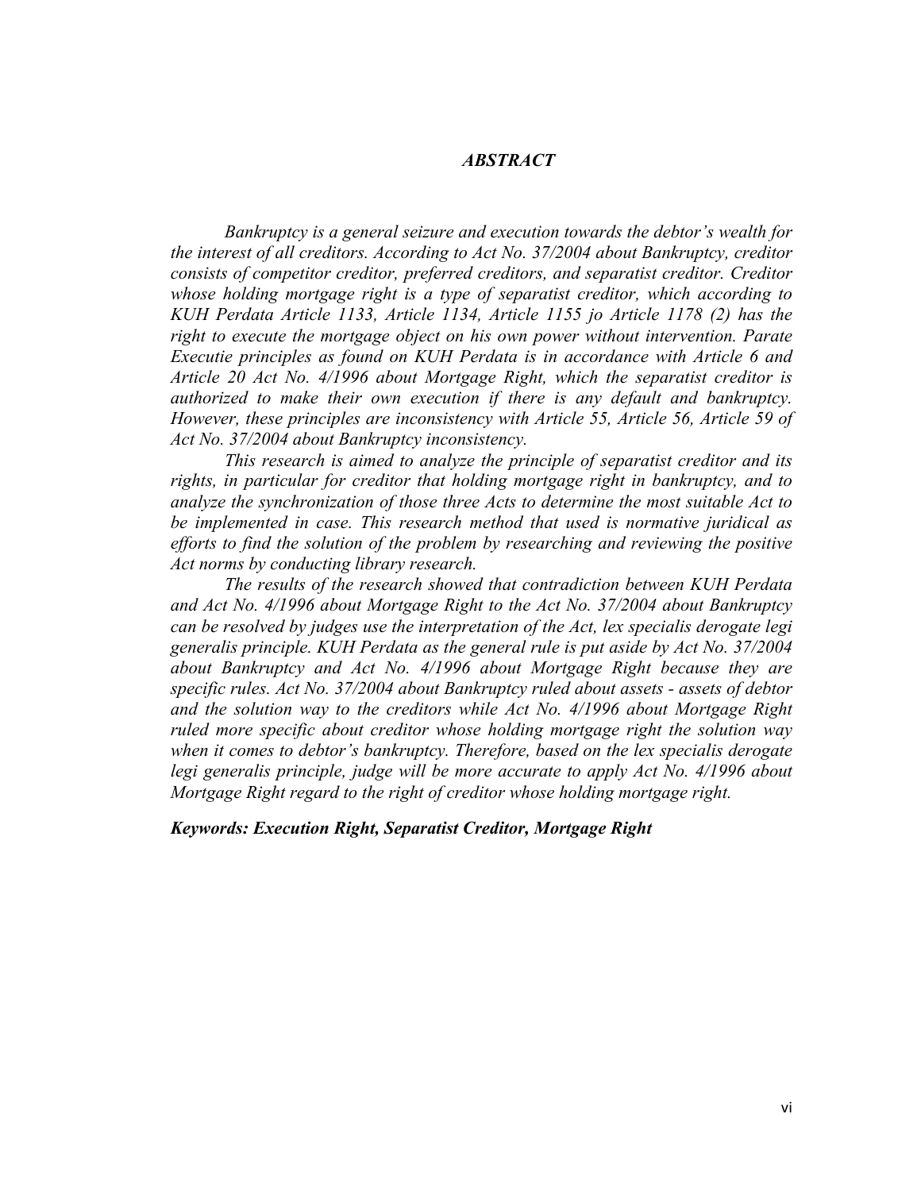# *ABSTRACT*

*Bankruptcy is a general seizure and execution towards the debtor's wealth for the interest of all creditors. According to Act No. 37/2004 about Bankruptcy, creditor consists of competitor creditor, preferred creditors, and separatist creditor. Creditor whose holding mortgage right is a type of separatist creditor, which according to KUH Perdata Article 1133, Article 1134, Article 1155 jo Article 1178 (2) has the right to execute the mortgage object on his own power without intervention. Parate Executie principles as found on KUH Perdata is in accordance with Article 6 and Article 20 Act No. 4/1996 about Mortgage Right, which the separatist creditor is authorized to make their own execution if there is any default and bankruptcy. However, these principles are inconsistency with Article 55, Article 56, Article 59 of Act No. 37/2004 about Bankruptcy inconsistency.*

*This research is aimed to analyze the principle of separatist creditor and its rights, in particular for creditor that holding mortgage right in bankruptcy, and to analyze the synchronization of those three Acts to determine the most suitable Act to be implemented in case. This research method that used is normative juridical as efforts to find the solution of the problem by researching and reviewing the positive Act norms by conducting library research.*

*The results of the research showed that contradiction between KUH Perdata and Act No. 4/1996 about Mortgage Right to the Act No. 37/2004 about Bankruptcy can be resolved by judges use the interpretation of the Act, lex specialis derogate legi generalis principle. KUH Perdata as the general rule is put aside by Act No. 37/2004 about Bankruptcy and Act No. 4/1996 about Mortgage Right because they are specific rules. Act No. 37/2004 about Bankruptcy ruled about assets - assets of debtor and the solution way to the creditors while Act No. 4/1996 about Mortgage Right ruled more specific about creditor whose holding mortgage right the solution way when it comes to debtor's bankruptcy. Therefore, based on the lex specialis derogate legi generalis principle, judge will be more accurate to apply Act No. 4/1996 about Mortgage Right regard to the right of creditor whose holding mortgage right.*

***Keywords: Execution Right, Separatist Creditor, Mortgage Right***